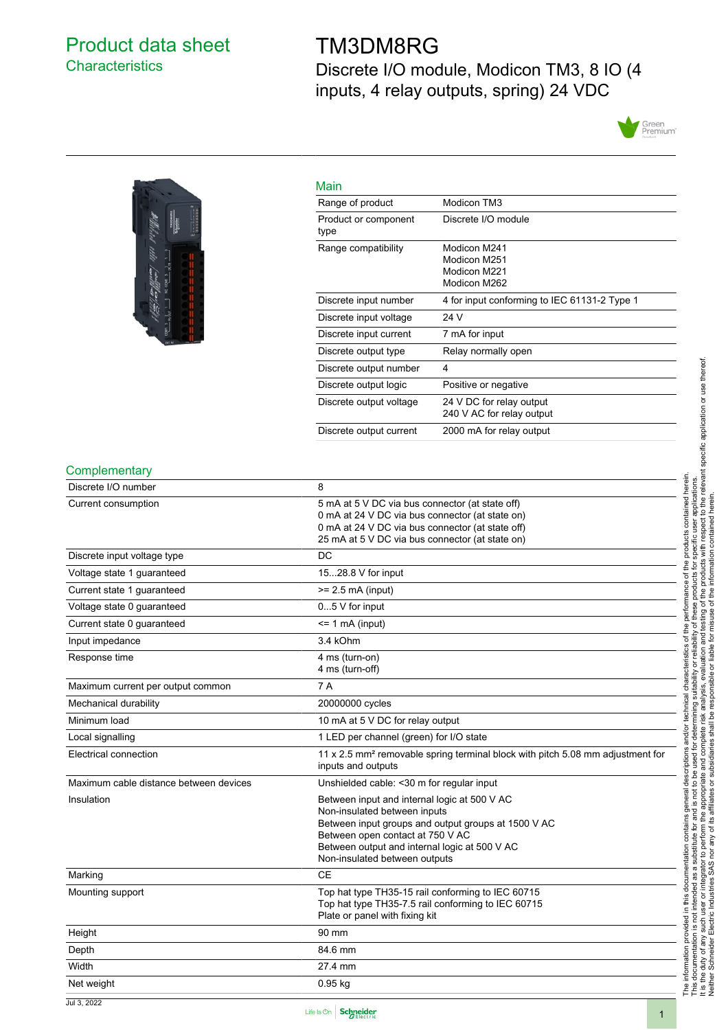# Product data sheet

## Characteristics

# TM3DM8RG

Discrete I/O module, Modicon TM3, 8 IO (4 inputs, 4 relay outputs, spring) 24 VDC

## Main

| | |
|---|---|
| Range of product | Modicon TM3 |
| Product or component type | Discrete I/O module |
| Range compatibility | Modicon M241<br>Modicon M251<br>Modicon M221<br>Modicon M262 |
| Discrete input number | 4 for input conforming to IEC 61131-2 Type 1 |
| Discrete input voltage | 24 V |
| Discrete input current | 7 mA for input |
| Discrete output type | Relay normally open |
| Discrete output number | 4 |
| Discrete output logic | Positive or negative |
| Discrete output voltage | 24 V DC for relay output<br>240 V AC for relay output |
| Discrete output current | 2000 mA for relay output |

## Complementary

| | |
|---|---|
| Discrete I/O number | 8 |
| Current consumption | 5 mA at 5 V DC via bus connector (at state off)<br>0 mA at 24 V DC via bus connector (at state on)<br>0 mA at 24 V DC via bus connector (at state off)<br>25 mA at 5 V DC via bus connector (at state on) |
| Discrete input voltage type | DC |
| Voltage state 1 guaranteed | 15...28.8 V for input |
| Current state 1 guaranteed | >= 2.5 mA (input) |
| Voltage state 0 guaranteed | 0...5 V for input |
| Current state 0 guaranteed | <= 1 mA (input) |
| Input impedance | 3.4 kOhm |
| Response time | 4 ms (turn-on)<br>4 ms (turn-off) |
| Maximum current per output common | 7 A |
| Mechanical durability | 20000000 cycles |
| Minimum load | 10 mA at 5 V DC for relay output |
| Local signalling | 1 LED per channel (green) for I/O state |
| Electrical connection | 11 x 2.5 mm² removable spring terminal block with pitch 5.08 mm adjustment for inputs and outputs |
| Maximum cable distance between devices | Unshielded cable: <30 m for regular input |
| Insulation | Between input and internal logic at 500 V AC<br>Non-insulated between inputs<br>Between input groups and output groups at 1500 V AC<br>Between open contact at 750 V AC<br>Between output and internal logic at 500 V AC<br>Non-insulated between outputs |
| Marking | CE |
| Mounting support | Top hat type TH35-15 rail conforming to IEC 60715<br>Top hat type TH35-7.5 rail conforming to IEC 60715<br>Plate or panel with fixing kit |
| Height | 90 mm |
| Depth | 84.6 mm |
| Width | 27.4 mm |
| Net weight | 0.95 kg |

The information provided in this documentation contains general descriptions and/or technical characteristics of the performance of the products contained herein. This documentation is not intended as a substitute for and is not to be used for determining suitability or reliability of these products for specific user applications. It is the duty of any such user or integrator to perform the appropriate and complete risk analysis, evaluation and testing of the products with respect to the relevant specific application or use thereof. Neither Schneider Electric Industries SAS nor any of its affiliates or subsidiaries shall be responsible or liable for misuse of the information contained herein.

Jul 3, 2022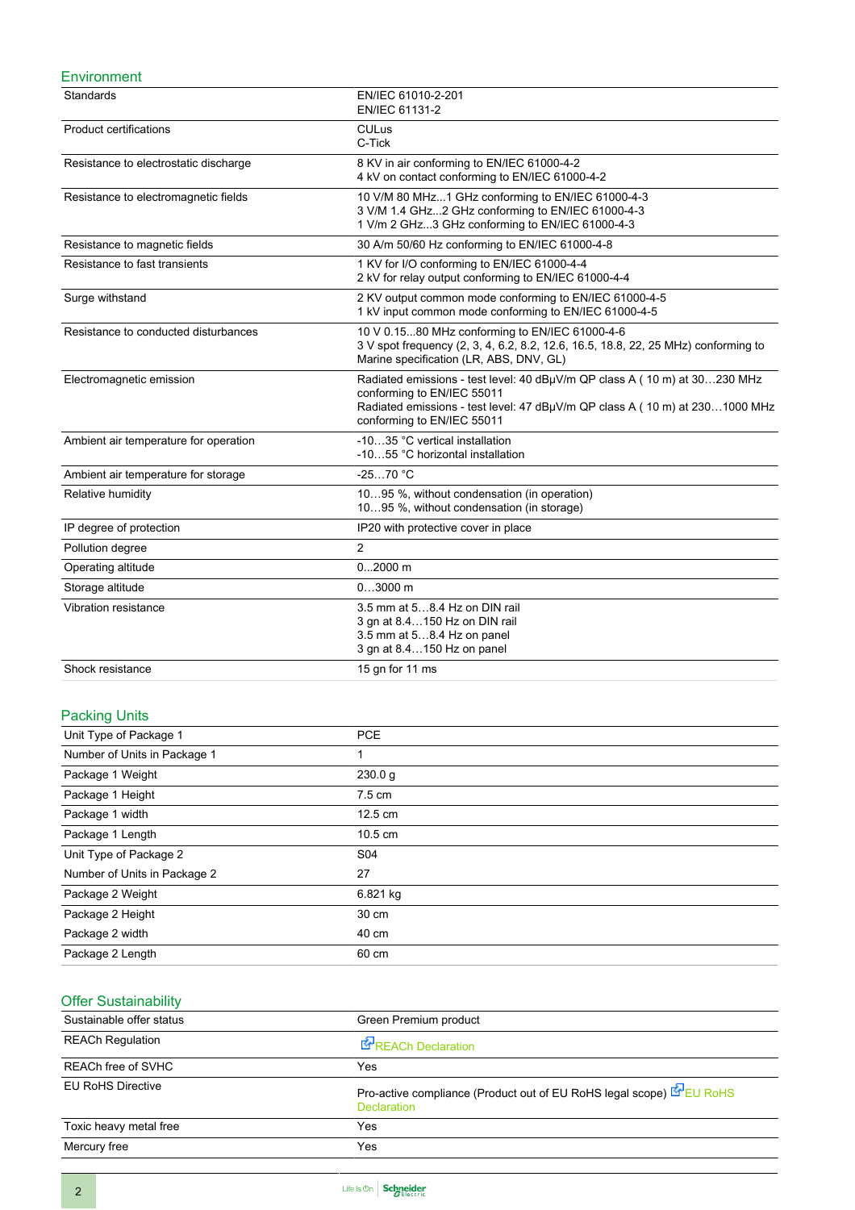## Environment

| | |
|---|---|
| Standards | EN/IEC 61010-2-201<br>EN/IEC 61131-2 |
| Product certifications | CULus<br>C-Tick |
| Resistance to electrostatic discharge | 8 KV in air conforming to EN/IEC 61000-4-2<br>4 kV on contact conforming to EN/IEC 61000-4-2 |
| Resistance to electromagnetic fields | 10 V/M 80 MHz...1 GHz conforming to EN/IEC 61000-4-3<br>3 V/M 1.4 GHz...2 GHz conforming to EN/IEC 61000-4-3<br>1 V/m 2 GHz...3 GHz conforming to EN/IEC 61000-4-3 |
| Resistance to magnetic fields | 30 A/m 50/60 Hz conforming to EN/IEC 61000-4-8 |
| Resistance to fast transients | 1 KV for I/O conforming to EN/IEC 61000-4-4<br>2 kV for relay output conforming to EN/IEC 61000-4-4 |
| Surge withstand | 2 KV output common mode conforming to EN/IEC 61000-4-5<br>1 kV input common mode conforming to EN/IEC 61000-4-5 |
| Resistance to conducted disturbances | 10 V 0.15...80 MHz conforming to EN/IEC 61000-4-6<br>3 V spot frequency (2, 3, 4, 6.2, 8.2, 12.6, 16.5, 18.8, 22, 25 MHz) conforming to Marine specification (LR, ABS, DNV, GL) |
| Electromagnetic emission | Radiated emissions - test level: 40 dBµV/m QP class A ( 10 m) at 30…230 MHz conforming to EN/IEC 55011<br>Radiated emissions - test level: 47 dBµV/m QP class A ( 10 m) at 230…1000 MHz conforming to EN/IEC 55011 |
| Ambient air temperature for operation | -10…35 °C vertical installation<br>-10…55 °C horizontal installation |
| Ambient air temperature for storage | -25…70 °C |
| Relative humidity | 10…95 %, without condensation (in operation)<br>10…95 %, without condensation (in storage) |
| IP degree of protection | IP20 with protective cover in place |
| Pollution degree | 2 |
| Operating altitude | 0...2000 m |
| Storage altitude | 0…3000 m |
| Vibration resistance | 3.5 mm at 5…8.4 Hz on DIN rail<br>3 gn at 8.4…150 Hz on DIN rail<br>3.5 mm at 5…8.4 Hz on panel<br>3 gn at 8.4…150 Hz on panel |
| Shock resistance | 15 gn for 11 ms |

## Packing Units

| | |
|---|---|
| Unit Type of Package 1 | PCE |
| Number of Units in Package 1 | 1 |
| Package 1 Weight | 230.0 g |
| Package 1 Height | 7.5 cm |
| Package 1 width | 12.5 cm |
| Package 1 Length | 10.5 cm |
| Unit Type of Package 2 | S04 |
| Number of Units in Package 2 | 27 |
| Package 2 Weight | 6.821 kg |
| Package 2 Height | 30 cm |
| Package 2 width | 40 cm |
| Package 2 Length | 60 cm |

## Offer Sustainability

| | |
|---|---|
| Sustainable offer status | Green Premium product |
| REACh Regulation | REACh Declaration |
| REACh free of SVHC | Yes |
| EU RoHS Directive | Pro-active compliance (Product out of EU RoHS legal scope) EU RoHS Declaration |
| Toxic heavy metal free | Yes |
| Mercury free | Yes |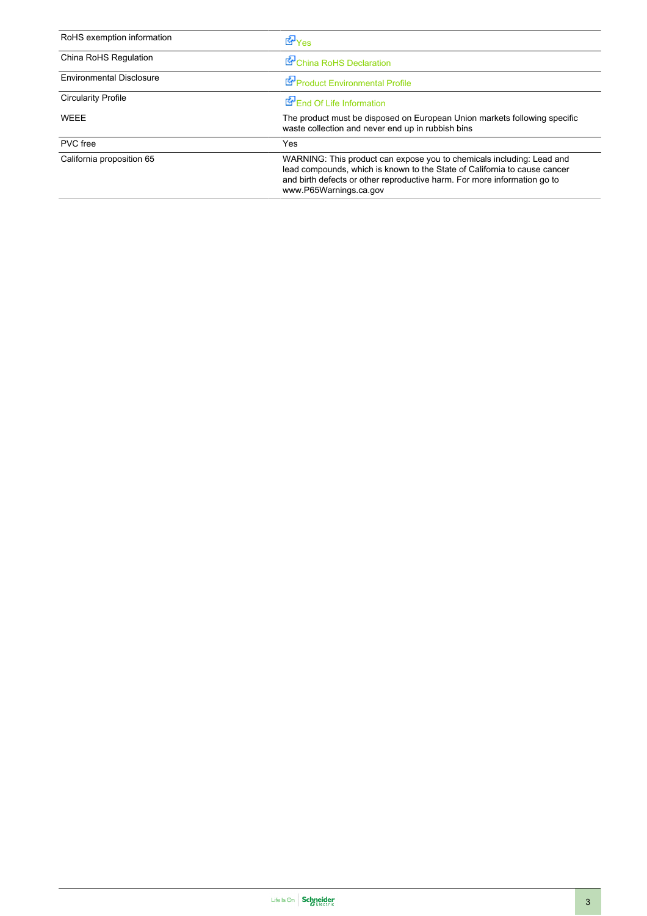| | |
|---|---|
| RoHS exemption information | Yes |
| China RoHS Regulation | China RoHS Declaration |
| Environmental Disclosure | Product Environmental Profile |
| Circularity Profile | End Of Life Information |
| WEEE | The product must be disposed on European Union markets following specific waste collection and never end up in rubbish bins |
| PVC free | Yes |
| California proposition 65 | WARNING: This product can expose you to chemicals including: Lead and lead compounds, which is known to the State of California to cause cancer and birth defects or other reproductive harm. For more information go to www.P65Warnings.ca.gov |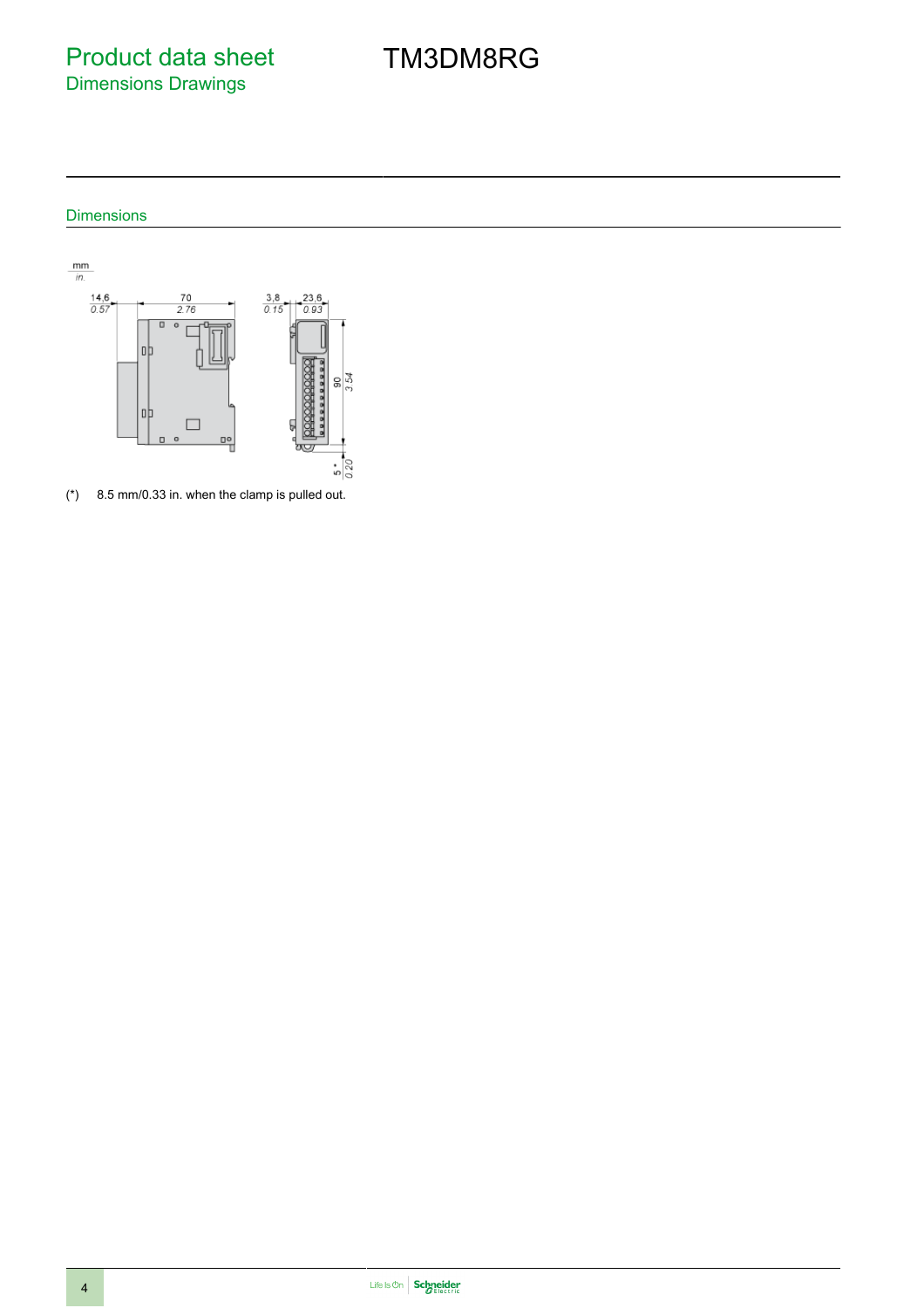# Product data sheet
## Dimensions Drawings

# TM3DM8RG

### Dimensions

mm / in.

14,6 / 0.57 — 70 / 2.76 — 3,8 / 0.15 — 23,6 / 0.93 — 90 / 3.54 — 5 * / 0.20

(*) 8.5 mm/0.33 in. when the clamp is pulled out.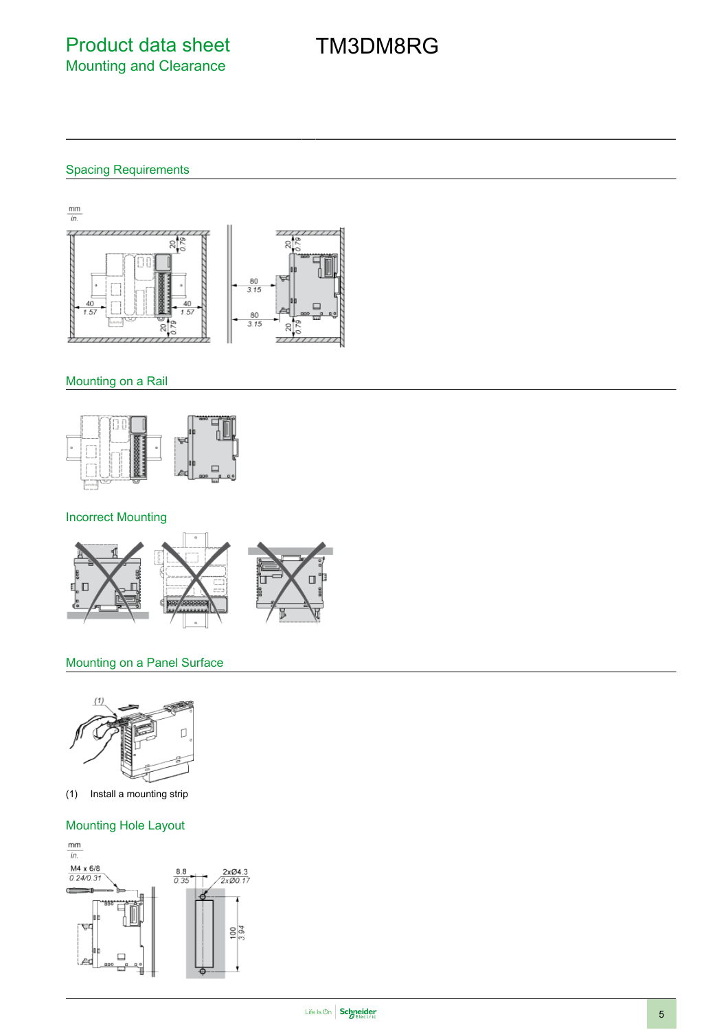# Product data sheet
## Mounting and Clearance

# TM3DM8RG

### Spacing Requirements

mm
in.

20
0.79

40
1.57

40
1.57

20
0.79

80
3.15

80
3.15

20
0.79

20
0.79

### Mounting on a Rail

### Incorrect Mounting

### Mounting on a Panel Surface

(1)

(1) Install a mounting strip

### Mounting Hole Layout

mm
in.

M4 x 6/8
0.24/0.31

8.8
0.35

2xØ4.3
2xØ0.17

100
3.94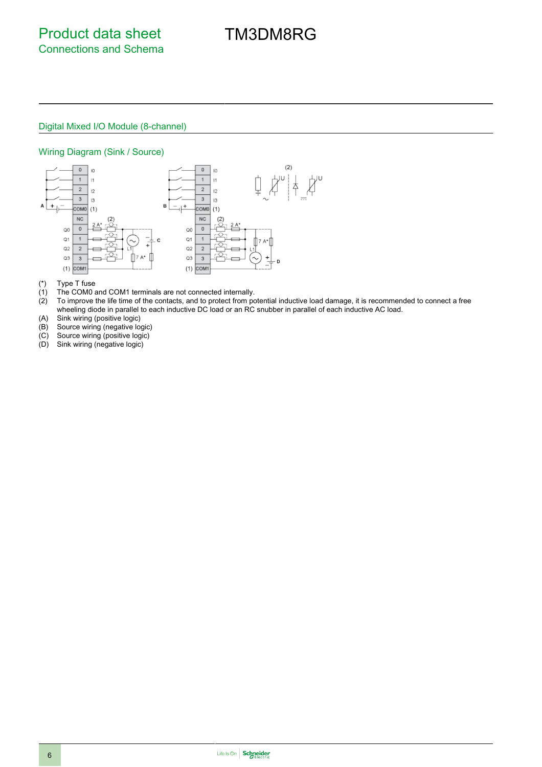# Product data sheet
## Connections and Schema

# TM3DM8RG

## Digital Mixed I/O Module (8-channel)

### Wiring Diagram (Sink / Source)

0 I0
1 I1
2 I2
3 I3
A + – COM0 (1)
NC (2)
Q0 0 2 A*
Q1 1
Q2 2
Q3 3 L1 7 A* + C
(1) COM1

0 I0
1 I1
2 I2
3 I3
B – + COM0 (1)
NC (2) 2 A*
Q0 0
Q1 1 7 A*
Q2 2 L1
Q3 3 + D
(1) COM1

(2)
U U

(*) Type T fuse
(1) The COM0 and COM1 terminals are not connected internally.
(2) To improve the life time of the contacts, and to protect from potential inductive load damage, it is recommended to connect a free wheeling diode in parallel to each inductive DC load or an RC snubber in parallel of each inductive AC load.
(A) Sink wiring (positive logic)
(B) Source wiring (negative logic)
(C) Source wiring (positive logic)
(D) Sink wiring (negative logic)